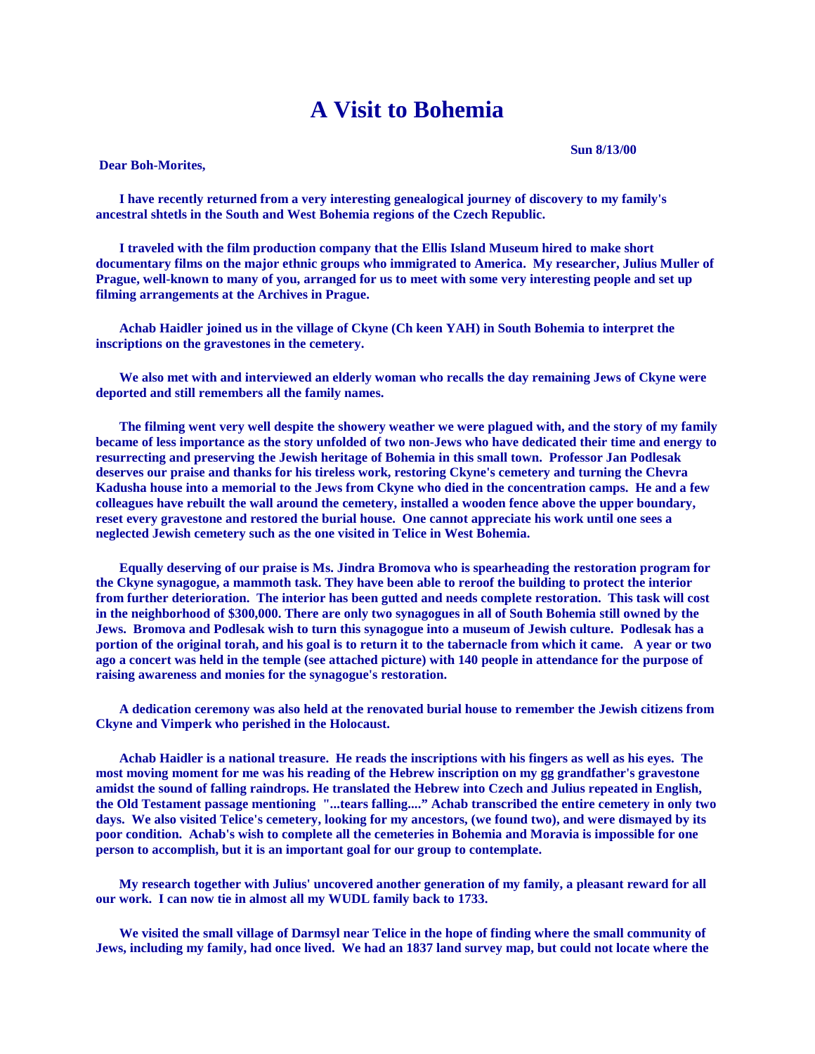# A Visit to Bohemia

**Sun 8/13/00**

**Dear Boh-Morites,**

**I have recently returned from a very interesting genealogical journey of discovery to my family's ancestral shtetls in the South and West Bohemia regions of the Czech Republic.**

**I traveled with the film production company that the Ellis Island Museum hired to make short documentary films on the major ethnic groups who immigrated to America. My researcher, Julius Muller of Prague, well-known to many of you, arranged for us to meet with some very interesting people and set up filming arrangements at the Archives in Prague.**

**Achab Haidler joined us in the village of Ckyne (Ch keen YAH) in South Bohemia to interpret the inscriptions on the gravestones in the cemetery.**

**We also met with and interviewed an elderly woman who recalls the day remaining Jews of Ckyne were deported and still remembers all the family names.**

**The filming went very well despite the showery weather we were plagued with, and the story of my family became of less importance as the story unfolded of two non-Jews who have dedicated their time and energy to resurrecting and preserving the Jewish heritage of Bohemia in this small town. Professor Jan Podlesak deserves our praise and thanks for his tireless work, restoring Ckyne's cemetery and turning the Chevra Kadusha house into a memorial to the Jews from Ckyne who died in the concentration camps. He and a few colleagues have rebuilt the wall around the cemetery, installed a wooden fence above the upper boundary, reset every gravestone and restored the burial house. One cannot appreciate his work until one sees a neglected Jewish cemetery such as the one visited in Telice in West Bohemia.**

**Equally deserving of our praise is Ms. Jindra Bromova who is spearheading the restoration program for the Ckyne synagogue, a mammoth task. They have been able to reroof the building to protect the interior from further deterioration. The interior has been gutted and needs complete restoration. This task will cost in the neighborhood of $300,000. There are only two synagogues in all of South Bohemia still owned by the Jews. Bromova and Podlesak wish to turn this synagogue into a museum of Jewish culture. Podlesak has a portion of the original torah, and his goal is to return it to the tabernacle from which it came. A year or two ago a concert was held in the temple (see attached picture) with 140 people in attendance for the purpose of raising awareness and monies for the synagogue's restoration.**

**A dedication ceremony was also held at the renovated burial house to remember the Jewish citizens from Ckyne and Vimperk who perished in the Holocaust.**

**Achab Haidler is a national treasure. He reads the inscriptions with his fingers as well as his eyes. The most moving moment for me was his reading of the Hebrew inscription on my gg grandfather's gravestone amidst the sound of falling raindrops. He translated the Hebrew into Czech and Julius repeated in English, the Old Testament passage mentioning "...tears falling...." Achab transcribed the entire cemetery in only two days. We also visited Telice's cemetery, looking for my ancestors, (we found two), and were dismayed by its poor condition. Achab's wish to complete all the cemeteries in Bohemia and Moravia is impossible for one person to accomplish, but it is an important goal for our group to contemplate.**

**My research together with Julius' uncovered another generation of my family, a pleasant reward for all our work. I can now tie in almost all my WUDL family back to 1733.**

**We visited the small village of Darmsyl near Telice in the hope of finding where the small community of Jews, including my family, had once lived. We had an 1837 land survey map, but could not locate where the**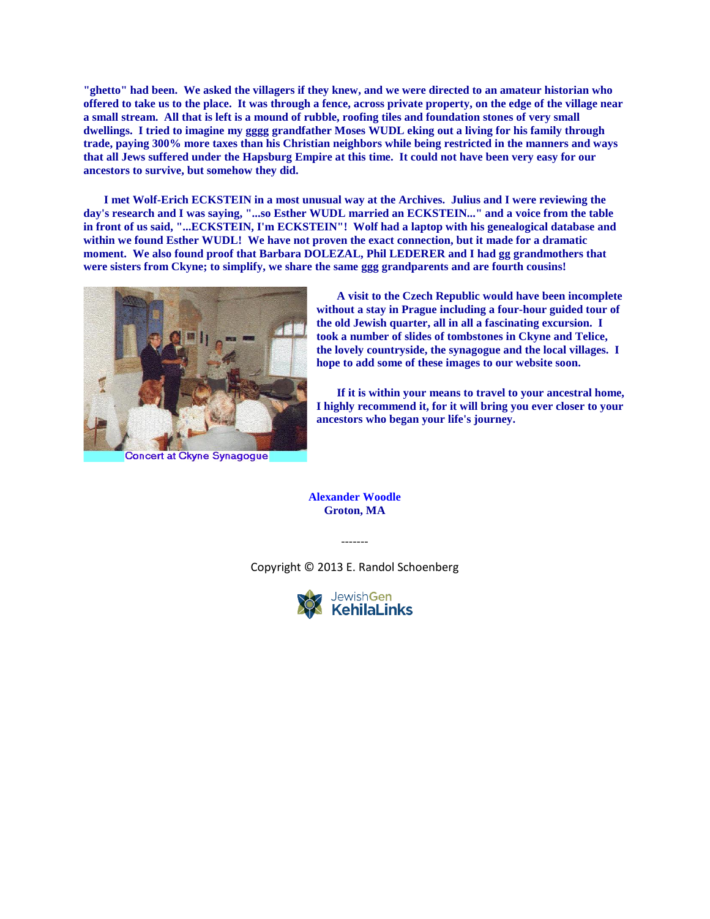**"ghetto" had been. We asked the villagers if they knew, and we were directed to an amateur historian who offered to take us to the place. It was through a fence, across private property, on the edge of the village near a small stream. All that is left is a mound of rubble, roofing tiles and foundation stones of very small dwellings. I tried to imagine my gggg grandfather Moses WUDL eking out a living for his family through trade, paying 300% more taxes than his Christian neighbors while being restricted in the manners and ways that all Jews suffered under the Hapsburg Empire at this time. It could not have been very easy for our ancestors to survive, but somehow they did.**

**I met Wolf-Erich ECKSTEIN in a most unusual way at the Archives. Julius and I were reviewing the day's research and I was saying, "...so Esther WUDL married an ECKSTEIN..." and a voice from the table in front of us said, "...ECKSTEIN, I'm ECKSTEIN"! Wolf had a laptop with his genealogical database and within we found Esther WUDL! We have not proven the exact connection, but it made for a dramatic moment. We also found proof that Barbara DOLEZAL, Phil LEDERER and I had gg grandmothers that were sisters from Ckyne; to simplify, we share the same ggg grandparents and are fourth cousins!**

Concert at Ckyne Synagogue

**A visit to the Czech Republic would have been incomplete without a stay in Prague including a four-hour guided tour of the old Jewish quarter, all in all a fascinating excursion. I took a number of slides of tombstones in Ckyne and Telice, the lovely countryside, the synagogue and the local villages. I hope to add some of these images to our website soon.**

**If it is within your means to travel to your ancestral home, I highly recommend it, for it will bring you ever closer to your ancestors who began your life's journey.**

**Alexander Woodle**
**Groton, MA**

-------

Copyright © 2013 E. Randol Schoenberg

JewishGen KehilaLinks